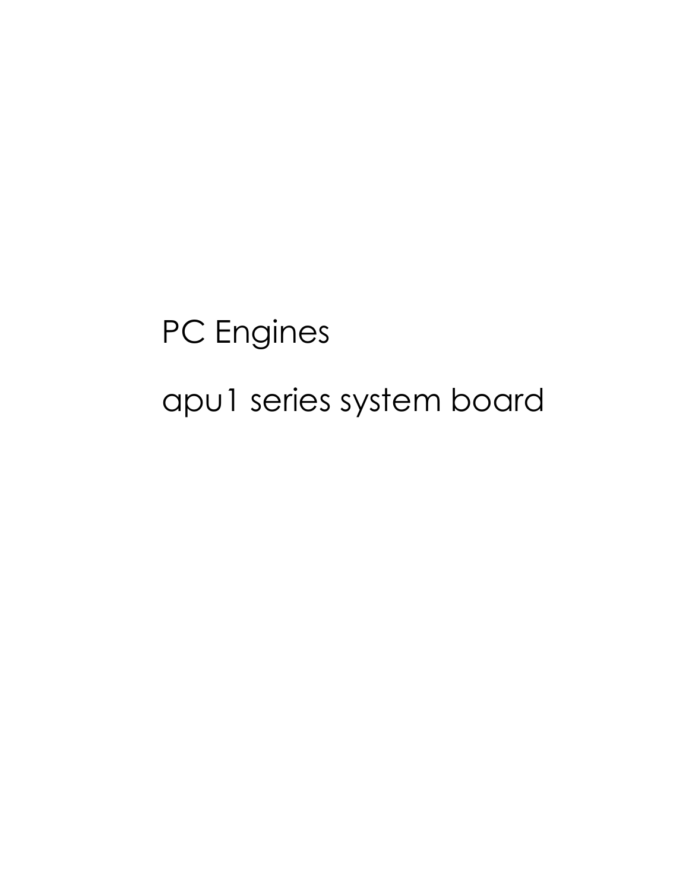# PC Engines

# apu1 series system board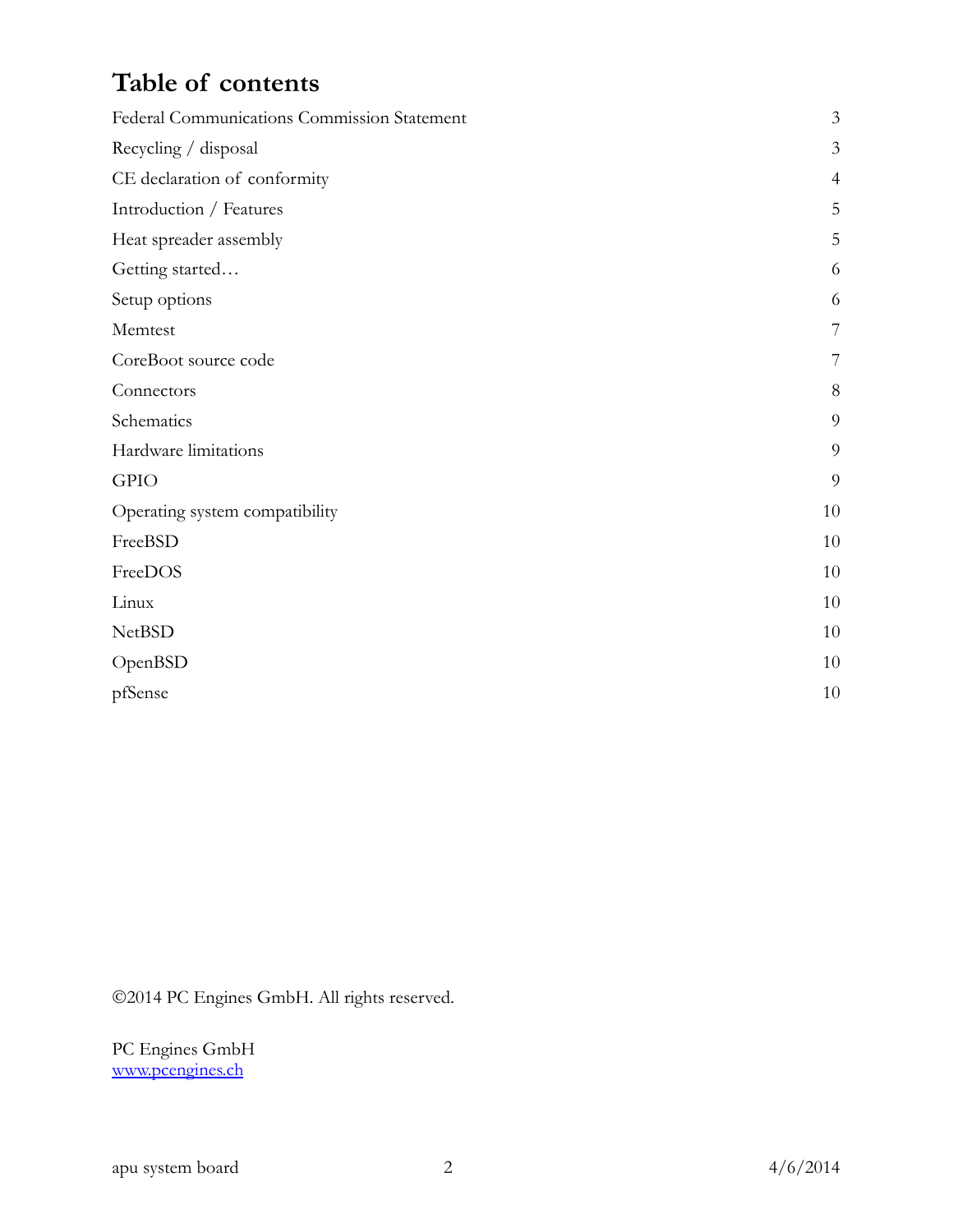# Table of contents

| | |
|---|---|
| Federal Communications Commission Statement | 3 |
| Recycling / disposal | 3 |
| CE declaration of conformity | 4 |
| Introduction / Features | 5 |
| Heat spreader assembly | 5 |
| Getting started… | 6 |
| Setup options | 6 |
| Memtest | 7 |
| CoreBoot source code | 7 |
| Connectors | 8 |
| Schematics | 9 |
| Hardware limitations | 9 |
| GPIO | 9 |
| Operating system compatibility | 10 |
| FreeBSD | 10 |
| FreeDOS | 10 |
| Linux | 10 |
| NetBSD | 10 |
| OpenBSD | 10 |
| pfSense | 10 |

©2014 PC Engines GmbH. All rights reserved.

PC Engines GmbH
[www.pcengines.ch](http://www.pcengines.ch)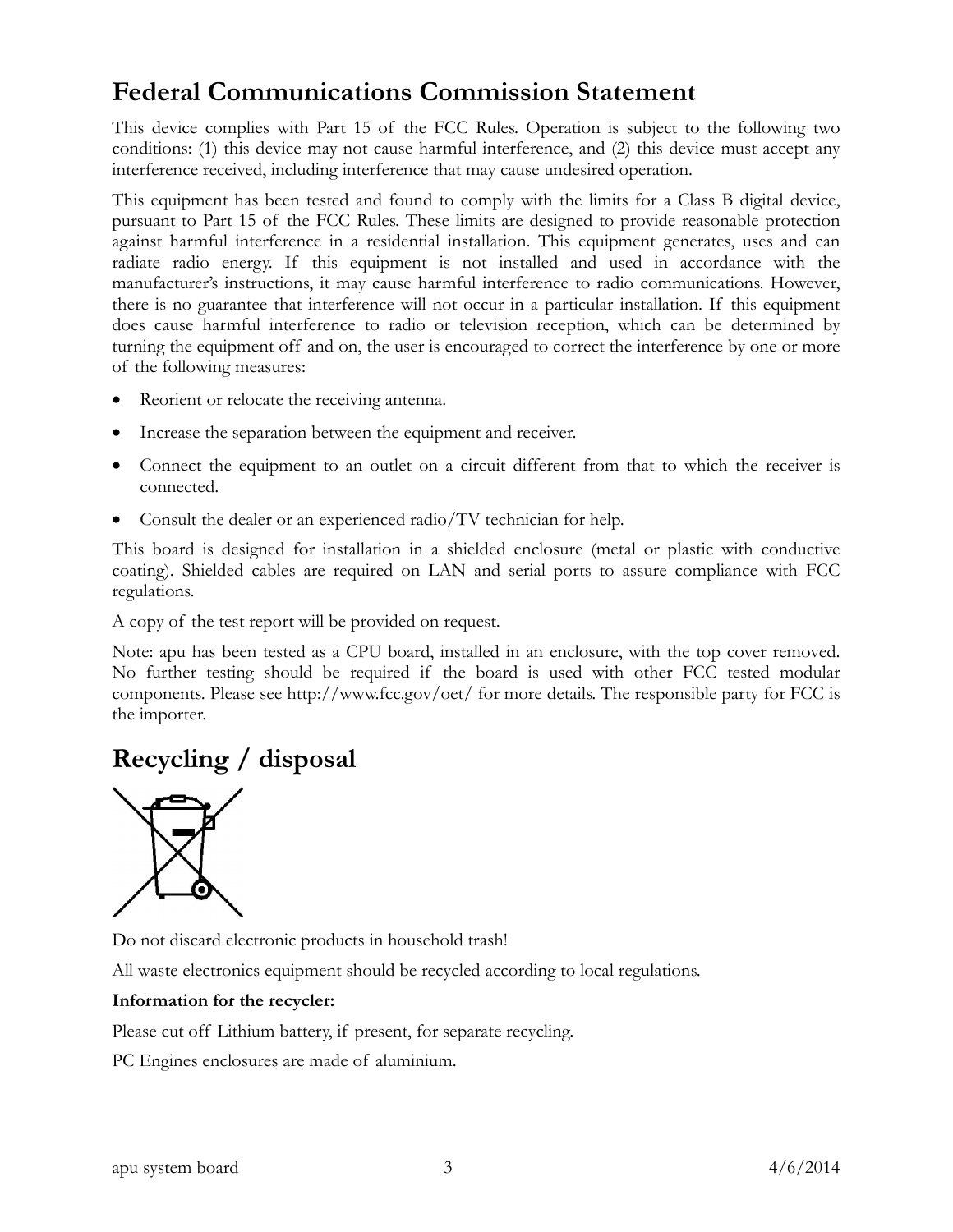# Federal Communications Commission Statement

This device complies with Part 15 of the FCC Rules. Operation is subject to the following two conditions: (1) this device may not cause harmful interference, and (2) this device must accept any interference received, including interference that may cause undesired operation.

This equipment has been tested and found to comply with the limits for a Class B digital device, pursuant to Part 15 of the FCC Rules. These limits are designed to provide reasonable protection against harmful interference in a residential installation. This equipment generates, uses and can radiate radio energy. If this equipment is not installed and used in accordance with the manufacturer's instructions, it may cause harmful interference to radio communications. However, there is no guarantee that interference will not occur in a particular installation. If this equipment does cause harmful interference to radio or television reception, which can be determined by turning the equipment off and on, the user is encouraged to correct the interference by one or more of the following measures:

- Reorient or relocate the receiving antenna.
- Increase the separation between the equipment and receiver.
- Connect the equipment to an outlet on a circuit different from that to which the receiver is connected.
- Consult the dealer or an experienced radio/TV technician for help.

This board is designed for installation in a shielded enclosure (metal or plastic with conductive coating). Shielded cables are required on LAN and serial ports to assure compliance with FCC regulations.

A copy of the test report will be provided on request.

Note: apu has been tested as a CPU board, installed in an enclosure, with the top cover removed. No further testing should be required if the board is used with other FCC tested modular components. Please see http://www.fcc.gov/oet/ for more details. The responsible party for FCC is the importer.

# Recycling / disposal

Do not discard electronic products in household trash!

All waste electronics equipment should be recycled according to local regulations.

**Information for the recycler:**

Please cut off Lithium battery, if present, for separate recycling.

PC Engines enclosures are made of aluminium.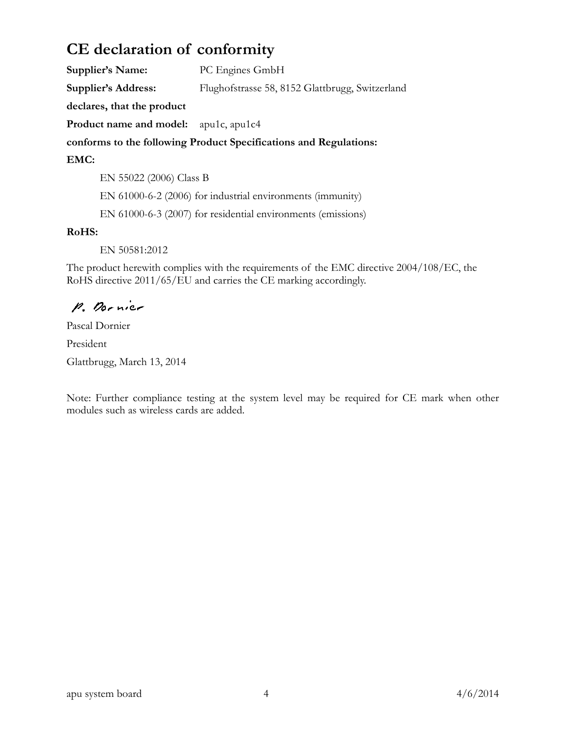# CE declaration of conformity

**Supplier's Name:** PC Engines GmbH

**Supplier's Address:** Flughofstrasse 58, 8152 Glattbrugg, Switzerland

**declares, that the product**

**Product name and model:** apu1c, apu1c4

**conforms to the following Product Specifications and Regulations:**

**EMC:**

EN 55022 (2006) Class B

EN 61000-6-2 (2006) for industrial environments (immunity)

EN 61000-6-3 (2007) for residential environments (emissions)

**RoHS:**

EN 50581:2012

The product herewith complies with the requirements of the EMC directive 2004/108/EC, the RoHS directive 2011/65/EU and carries the CE marking accordingly.

P. Dornier

Pascal Dornier

President

Glattbrugg, March 13, 2014

Note: Further compliance testing at the system level may be required for CE mark when other modules such as wireless cards are added.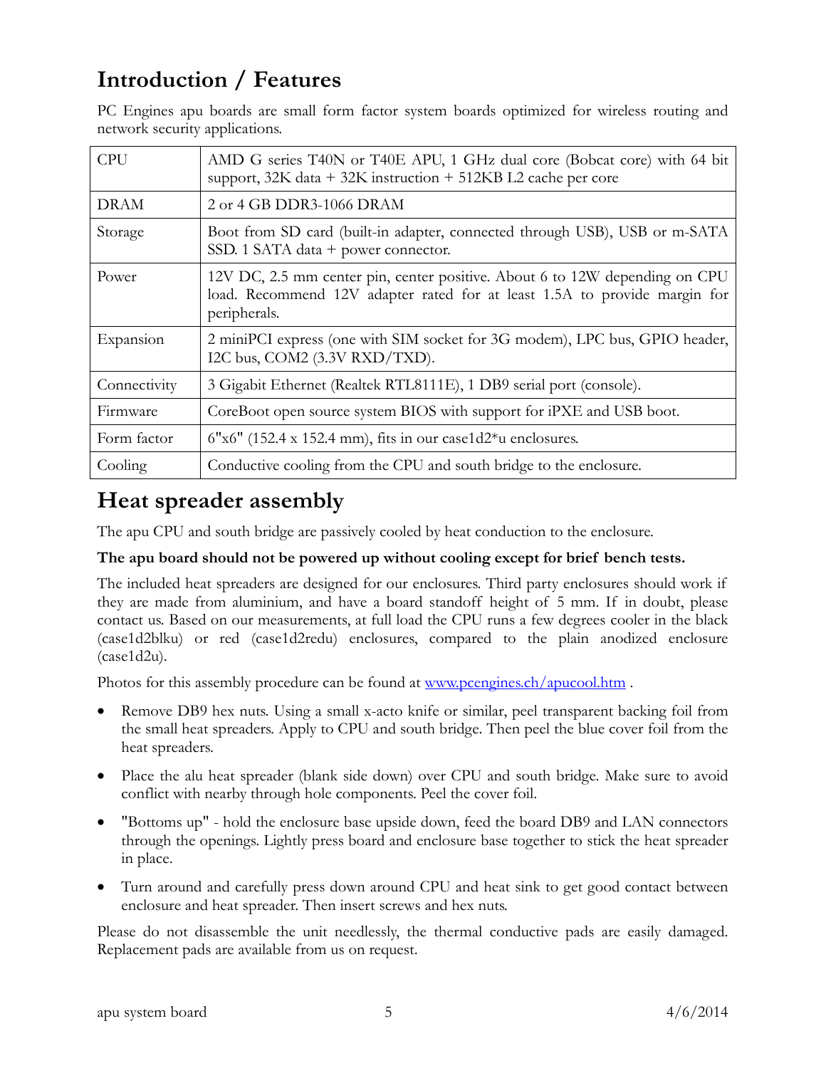## Introduction / Features

PC Engines apu boards are small form factor system boards optimized for wireless routing and network security applications.

| | |
|---|---|
| CPU | AMD G series T40N or T40E APU, 1 GHz dual core (Bobcat core) with 64 bit support, 32K data + 32K instruction + 512KB L2 cache per core |
| DRAM | 2 or 4 GB DDR3-1066 DRAM |
| Storage | Boot from SD card (built-in adapter, connected through USB), USB or m-SATA SSD. 1 SATA data + power connector. |
| Power | 12V DC, 2.5 mm center pin, center positive. About 6 to 12W depending on CPU load. Recommend 12V adapter rated for at least 1.5A to provide margin for peripherals. |
| Expansion | 2 miniPCI express (one with SIM socket for 3G modem), LPC bus, GPIO header, I2C bus, COM2 (3.3V RXD/TXD). |
| Connectivity | 3 Gigabit Ethernet (Realtek RTL8111E), 1 DB9 serial port (console). |
| Firmware | CoreBoot open source system BIOS with support for iPXE and USB boot. |
| Form factor | 6"x6" (152.4 x 152.4 mm), fits in our case1d2*u enclosures. |
| Cooling | Conductive cooling from the CPU and south bridge to the enclosure. |

## Heat spreader assembly

The apu CPU and south bridge are passively cooled by heat conduction to the enclosure.

**The apu board should not be powered up without cooling except for brief bench tests.**

The included heat spreaders are designed for our enclosures. Third party enclosures should work if they are made from aluminium, and have a board standoff height of 5 mm. If in doubt, please contact us. Based on our measurements, at full load the CPU runs a few degrees cooler in the black (case1d2blku) or red (case1d2redu) enclosures, compared to the plain anodized enclosure (case1d2u).

Photos for this assembly procedure can be found at [www.pcengines.ch/apucool.htm](www.pcengines.ch/apucool.htm) .

- Remove DB9 hex nuts. Using a small x-acto knife or similar, peel transparent backing foil from the small heat spreaders. Apply to CPU and south bridge. Then peel the blue cover foil from the heat spreaders.
- Place the alu heat spreader (blank side down) over CPU and south bridge. Make sure to avoid conflict with nearby through hole components. Peel the cover foil.
- "Bottoms up" - hold the enclosure base upside down, feed the board DB9 and LAN connectors through the openings. Lightly press board and enclosure base together to stick the heat spreader in place.
- Turn around and carefully press down around CPU and heat sink to get good contact between enclosure and heat spreader. Then insert screws and hex nuts.

Please do not disassemble the unit needlessly, the thermal conductive pads are easily damaged. Replacement pads are available from us on request.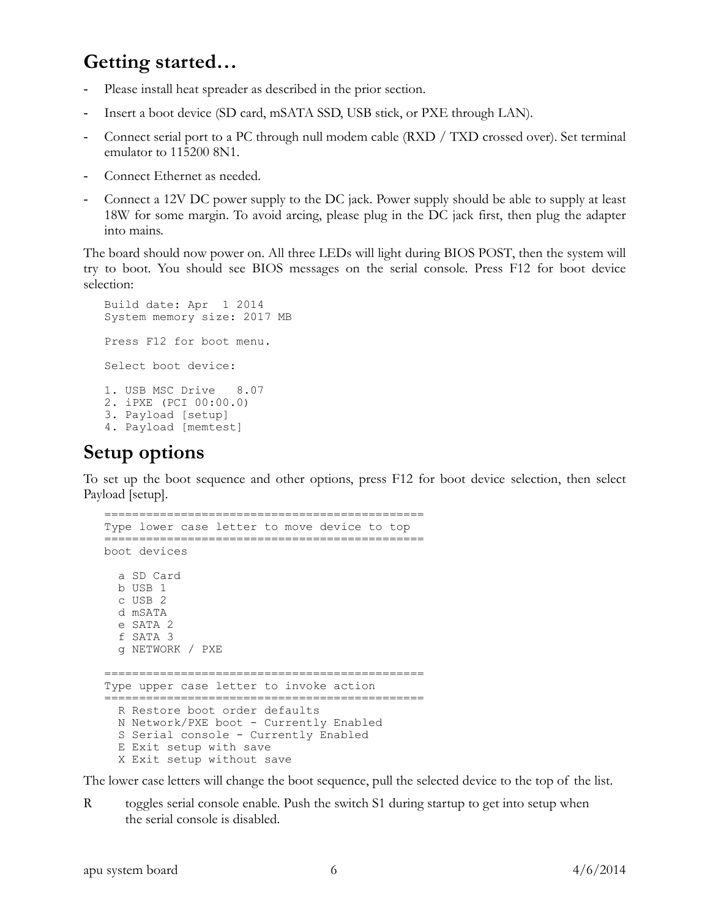## Getting started…

- Please install heat spreader as described in the prior section.
- Insert a boot device (SD card, mSATA SSD, USB stick, or PXE through LAN).
- Connect serial port to a PC through null modem cable (RXD / TXD crossed over). Set terminal emulator to 115200 8N1.
- Connect Ethernet as needed.
- Connect a 12V DC power supply to the DC jack. Power supply should be able to supply at least 18W for some margin. To avoid arcing, please plug in the DC jack first, then plug the adapter into mains.

The board should now power on. All three LEDs will light during BIOS POST, then the system will try to boot. You should see BIOS messages on the serial console. Press F12 for boot device selection:

```
Build date: Apr  1 2014
System memory size: 2017 MB

Press F12 for boot menu.

Select boot device:

1. USB MSC Drive   8.07
2. iPXE (PCI 00:00.0)
3. Payload [setup]
4. Payload [memtest]
```

## Setup options

To set up the boot sequence and other options, press F12 for boot device selection, then select Payload [setup].

```
==============================================
Type lower case letter to move device to top
==============================================
boot devices

  a SD Card
  b USB 1
  c USB 2
  d mSATA
  e SATA 2
  f SATA 3
  g NETWORK / PXE

==============================================
Type upper case letter to invoke action
==============================================
  R Restore boot order defaults
  N Network/PXE boot - Currently Enabled
  S Serial console - Currently Enabled
  E Exit setup with save
  X Exit setup without save
```

The lower case letters will change the boot sequence, pull the selected device to the top of the list.

R toggles serial console enable. Push the switch S1 during startup to get into setup when the serial console is disabled.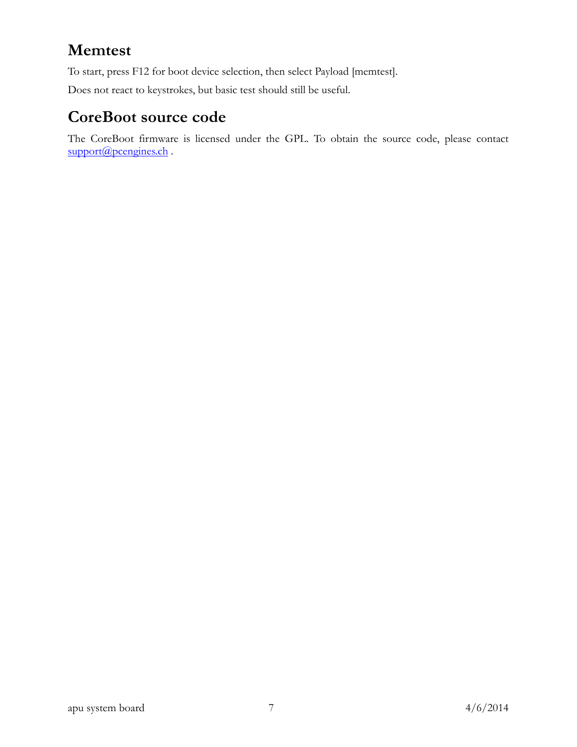## Memtest

To start, press F12 for boot device selection, then select Payload [memtest].

Does not react to keystrokes, but basic test should still be useful.

## CoreBoot source code

The CoreBoot firmware is licensed under the GPL. To obtain the source code, please contact support@pcengines.ch .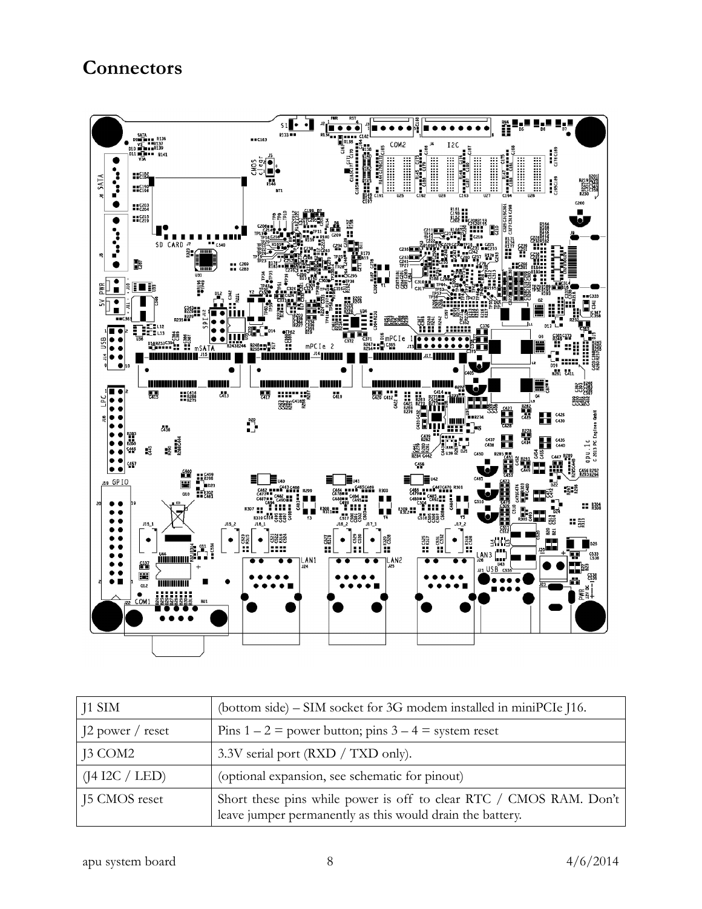# Connectors

| J1 SIM | (bottom side) – SIM socket for 3G modem installed in miniPCIe J16. |
|---|---|
| J2 power / reset | Pins 1 – 2 = power button; pins 3 – 4 = system reset |
| J3 COM2 | 3.3V serial port (RXD / TXD only). |
| (J4 I2C / LED) | (optional expansion, see schematic for pinout) |
| J5 CMOS reset | Short these pins while power is off to clear RTC / CMOS RAM. Don't leave jumper permanently as this would drain the battery. |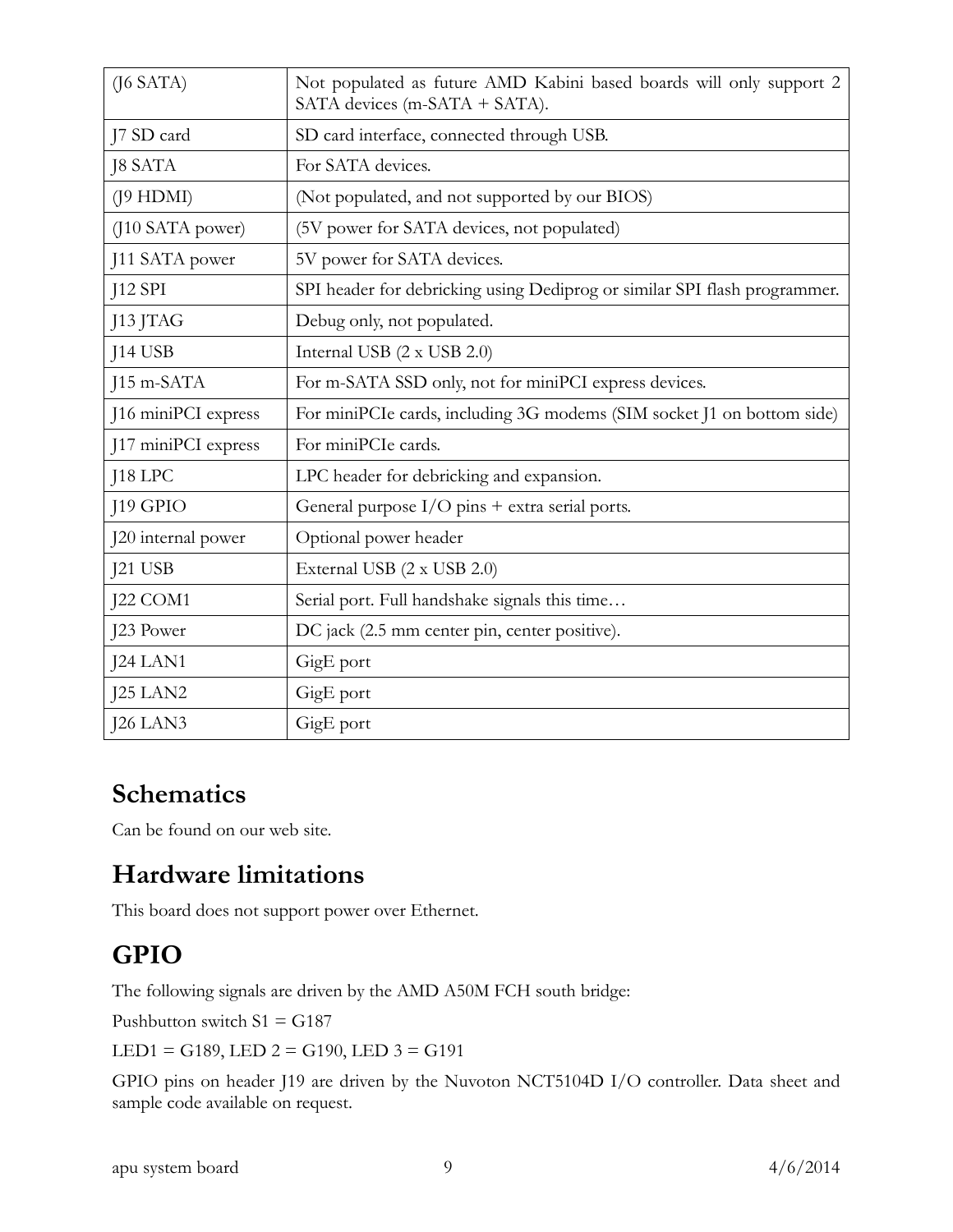| (J6 SATA) | Not populated as future AMD Kabini based boards will only support 2 SATA devices (m-SATA + SATA). |
|---|---|
| J7 SD card | SD card interface, connected through USB. |
| J8 SATA | For SATA devices. |
| (J9 HDMI) | (Not populated, and not supported by our BIOS) |
| (J10 SATA power) | (5V power for SATA devices, not populated) |
| J11 SATA power | 5V power for SATA devices. |
| J12 SPI | SPI header for debricking using Dediprog or similar SPI flash programmer. |
| J13 JTAG | Debug only, not populated. |
| J14 USB | Internal USB (2 x USB 2.0) |
| J15 m-SATA | For m-SATA SSD only, not for miniPCI express devices. |
| J16 miniPCI express | For miniPCIe cards, including 3G modems (SIM socket J1 on bottom side) |
| J17 miniPCI express | For miniPCIe cards. |
| J18 LPC | LPC header for debricking and expansion. |
| J19 GPIO | General purpose I/O pins + extra serial ports. |
| J20 internal power | Optional power header |
| J21 USB | External USB (2 x USB 2.0) |
| J22 COM1 | Serial port. Full handshake signals this time… |
| J23 Power | DC jack (2.5 mm center pin, center positive). |
| J24 LAN1 | GigE port |
| J25 LAN2 | GigE port |
| J26 LAN3 | GigE port |

## Schematics

Can be found on our web site.

## Hardware limitations

This board does not support power over Ethernet.

## GPIO

The following signals are driven by the AMD A50M FCH south bridge:

Pushbutton switch S1 = G187

LED1 = G189, LED 2 = G190, LED 3 = G191

GPIO pins on header J19 are driven by the Nuvoton NCT5104D I/O controller. Data sheet and sample code available on request.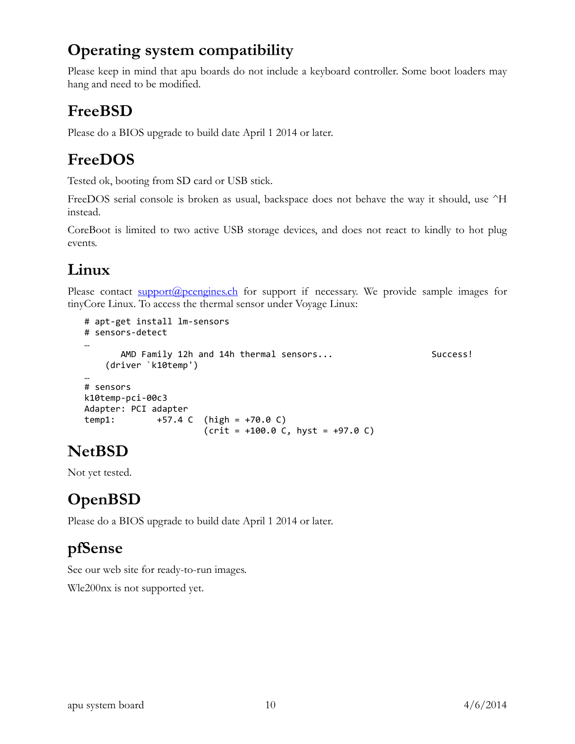# Operating system compatibility

Please keep in mind that apu boards do not include a keyboard controller. Some boot loaders may hang and need to be modified.

# FreeBSD

Please do a BIOS upgrade to build date April 1 2014 or later.

# FreeDOS

Tested ok, booting from SD card or USB stick.

FreeDOS serial console is broken as usual, backspace does not behave the way it should, use ^H instead.

CoreBoot is limited to two active USB storage devices, and does not react to kindly to hot plug events.

# Linux

Please contact support@pcengines.ch for support if necessary. We provide sample images for tinyCore Linux. To access the thermal sensor under Voyage Linux:

```
# apt-get install lm-sensors
# sensors-detect
…
      AMD Family 12h and 14h thermal sensors...                    Success!
    (driver `k10temp')
…
# sensors
k10temp-pci-00c3
Adapter: PCI adapter
temp1:        +57.4 C  (high = +70.0 C)
                       (crit = +100.0 C, hyst = +97.0 C)
```

# NetBSD

Not yet tested.

# OpenBSD

Please do a BIOS upgrade to build date April 1 2014 or later.

# pfSense

See our web site for ready-to-run images.

Wle200nx is not supported yet.